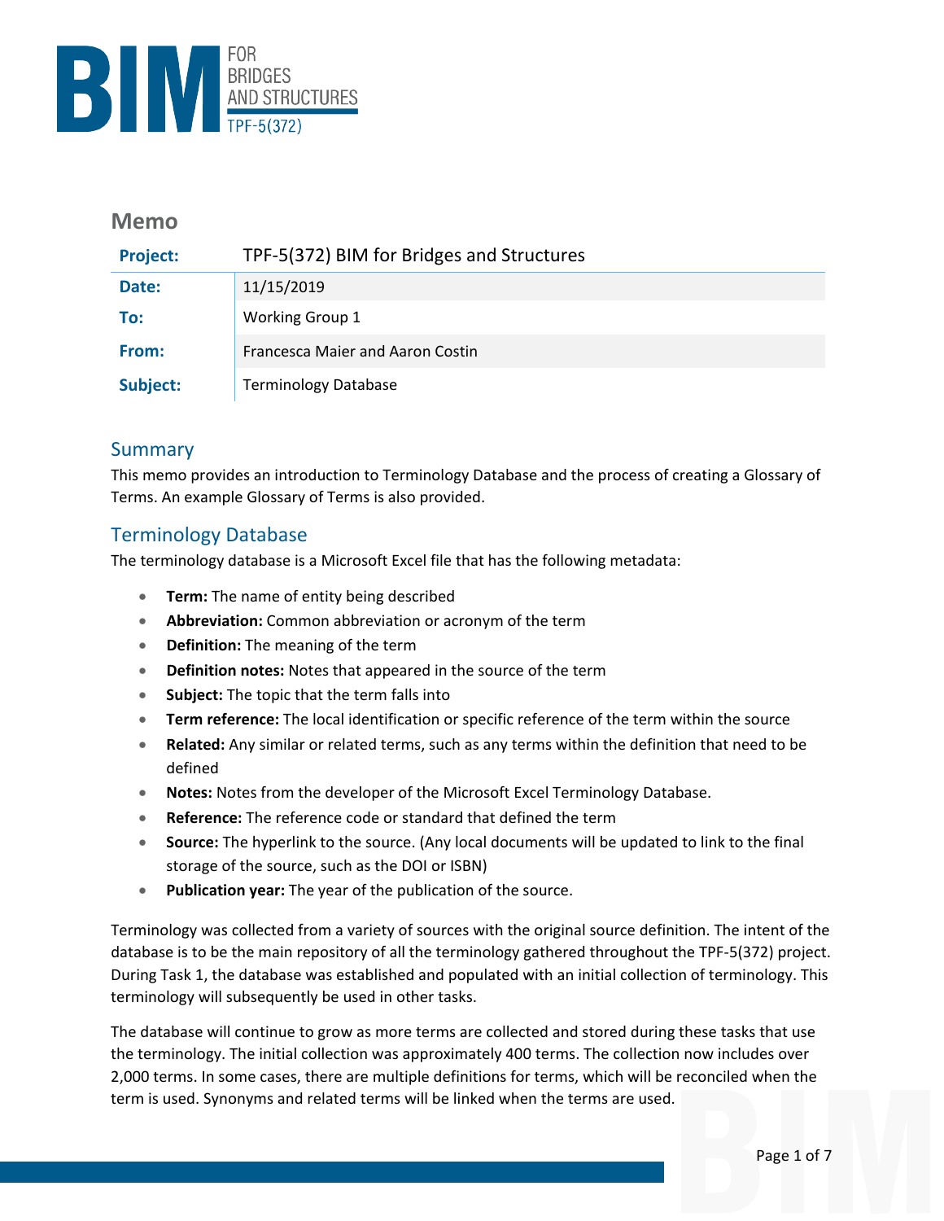# Memo

| Project: | TPF-5(372) BIM for Bridges and Structures |
|---|---|
| Date: | 11/15/2019 |
| To: | Working Group 1 |
| From: | Francesca Maier and Aaron Costin |
| Subject: | Terminology Database |

## Summary

This memo provides an introduction to Terminology Database and the process of creating a Glossary of Terms. An example Glossary of Terms is also provided.

## Terminology Database

The terminology database is a Microsoft Excel file that has the following metadata:

- **Term:** The name of entity being described
- **Abbreviation:** Common abbreviation or acronym of the term
- **Definition:** The meaning of the term
- **Definition notes:** Notes that appeared in the source of the term
- **Subject:** The topic that the term falls into
- **Term reference:** The local identification or specific reference of the term within the source
- **Related:** Any similar or related terms, such as any terms within the definition that need to be defined
- **Notes:** Notes from the developer of the Microsoft Excel Terminology Database.
- **Reference:** The reference code or standard that defined the term
- **Source:** The hyperlink to the source. (Any local documents will be updated to link to the final storage of the source, such as the DOI or ISBN)
- **Publication year:** The year of the publication of the source.

Terminology was collected from a variety of sources with the original source definition. The intent of the database is to be the main repository of all the terminology gathered throughout the TPF-5(372) project. During Task 1, the database was established and populated with an initial collection of terminology. This terminology will subsequently be used in other tasks.

The database will continue to grow as more terms are collected and stored during these tasks that use the terminology. The initial collection was approximately 400 terms. The collection now includes over 2,000 terms. In some cases, there are multiple definitions for terms, which will be reconciled when the term is used. Synonyms and related terms will be linked when the terms are used.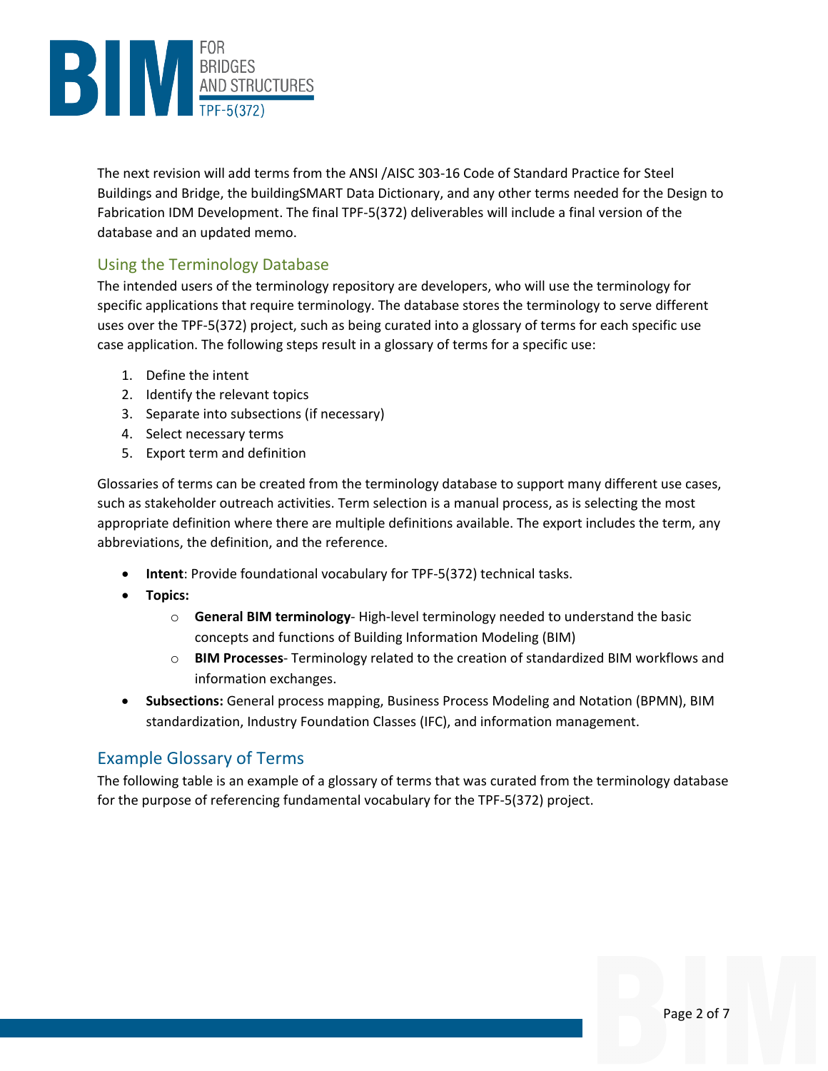The next revision will add terms from the ANSI /AISC 303-16 Code of Standard Practice for Steel Buildings and Bridge, the buildingSMART Data Dictionary, and any other terms needed for the Design to Fabrication IDM Development. The final TPF-5(372) deliverables will include a final version of the database and an updated memo.

## Using the Terminology Database

The intended users of the terminology repository are developers, who will use the terminology for specific applications that require terminology. The database stores the terminology to serve different uses over the TPF-5(372) project, such as being curated into a glossary of terms for each specific use case application. The following steps result in a glossary of terms for a specific use:

1. Define the intent
2. Identify the relevant topics
3. Separate into subsections (if necessary)
4. Select necessary terms
5. Export term and definition

Glossaries of terms can be created from the terminology database to support many different use cases, such as stakeholder outreach activities. Term selection is a manual process, as is selecting the most appropriate definition where there are multiple definitions available. The export includes the term, any abbreviations, the definition, and the reference.

- **Intent**: Provide foundational vocabulary for TPF-5(372) technical tasks.
- **Topics:**
  - **General BIM terminology**- High-level terminology needed to understand the basic concepts and functions of Building Information Modeling (BIM)
  - **BIM Processes**- Terminology related to the creation of standardized BIM workflows and information exchanges.
- **Subsections:** General process mapping, Business Process Modeling and Notation (BPMN), BIM standardization, Industry Foundation Classes (IFC), and information management.

## Example Glossary of Terms

The following table is an example of a glossary of terms that was curated from the terminology database for the purpose of referencing fundamental vocabulary for the TPF-5(372) project.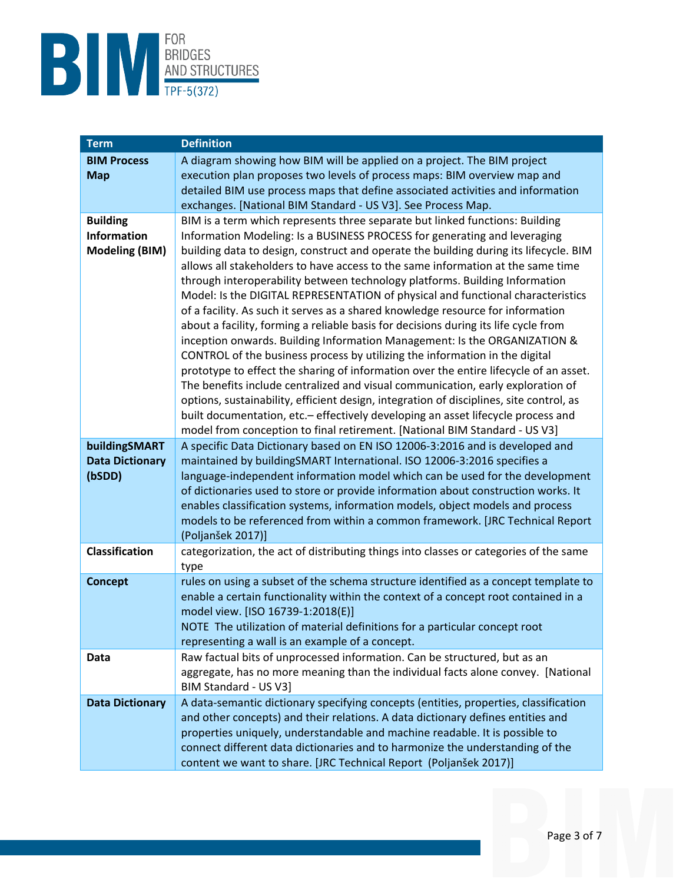| Term | Definition |
|---|---|
| **BIM Process Map** | A diagram showing how BIM will be applied on a project. The BIM project execution plan proposes two levels of process maps: BIM overview map and detailed BIM use process maps that define associated activities and information exchanges. [National BIM Standard - US V3]. See Process Map. |
| **Building Information Modeling (BIM)** | BIM is a term which represents three separate but linked functions: Building Information Modeling: Is a BUSINESS PROCESS for generating and leveraging building data to design, construct and operate the building during its lifecycle. BIM allows all stakeholders to have access to the same information at the same time through interoperability between technology platforms. Building Information Model: Is the DIGITAL REPRESENTATION of physical and functional characteristics of a facility. As such it serves as a shared knowledge resource for information about a facility, forming a reliable basis for decisions during its life cycle from inception onwards. Building Information Management: Is the ORGANIZATION & CONTROL of the business process by utilizing the information in the digital prototype to effect the sharing of information over the entire lifecycle of an asset. The benefits include centralized and visual communication, early exploration of options, sustainability, efficient design, integration of disciplines, site control, as built documentation, etc.– effectively developing an asset lifecycle process and model from conception to final retirement. [National BIM Standard - US V3] |
| **buildingSMART Data Dictionary (bSDD)** | A specific Data Dictionary based on EN ISO 12006-3:2016 and is developed and maintained by buildingSMART International. ISO 12006-3:2016 specifies a language-independent information model which can be used for the development of dictionaries used to store or provide information about construction works. It enables classification systems, information models, object models and process models to be referenced from within a common framework. [JRC Technical Report (Poljanšek 2017)] |
| **Classification** | categorization, the act of distributing things into classes or categories of the same type |
| **Concept** | rules on using a subset of the schema structure identified as a concept template to enable a certain functionality within the context of a concept root contained in a model view. [ISO 16739-1:2018(E)]<br>NOTE The utilization of material definitions for a particular concept root representing a wall is an example of a concept. |
| **Data** | Raw factual bits of unprocessed information. Can be structured, but as an aggregate, has no more meaning than the individual facts alone convey. [National BIM Standard - US V3] |
| **Data Dictionary** | A data-semantic dictionary specifying concepts (entities, properties, classification and other concepts) and their relations. A data dictionary defines entities and properties uniquely, understandable and machine readable. It is possible to connect different data dictionaries and to harmonize the understanding of the content we want to share. [JRC Technical Report (Poljanšek 2017)] |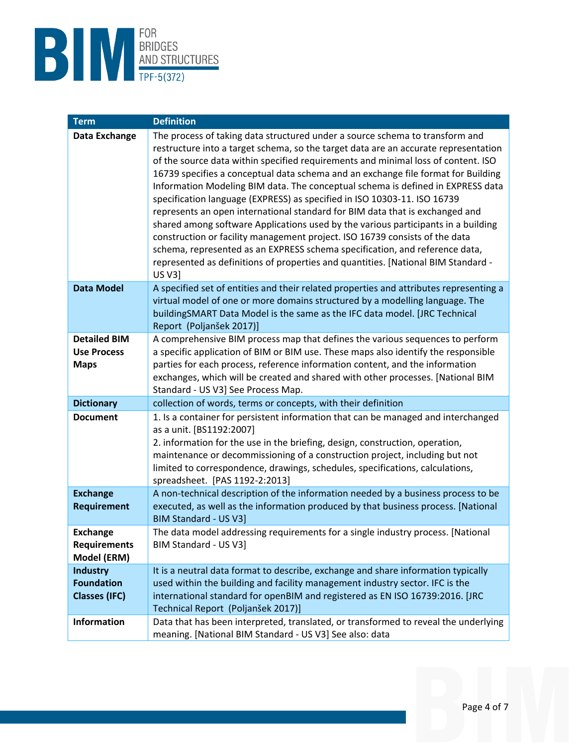| Term | Definition |
| --- | --- |
| **Data Exchange** | The process of taking data structured under a source schema to transform and restructure into a target schema, so the target data are an accurate representation of the source data within specified requirements and minimal loss of content. ISO 16739 specifies a conceptual data schema and an exchange file format for Building Information Modeling BIM data. The conceptual schema is defined in EXPRESS data specification language (EXPRESS) as specified in ISO 10303-11. ISO 16739 represents an open international standard for BIM data that is exchanged and shared among software Applications used by the various participants in a building construction or facility management project. ISO 16739 consists of the data schema, represented as an EXPRESS schema specification, and reference data, represented as definitions of properties and quantities. [National BIM Standard - US V3] |
| **Data Model** | A specified set of entities and their related properties and attributes representing a virtual model of one or more domains structured by a modelling language. The buildingSMART Data Model is the same as the IFC data model. [JRC Technical Report (Poljanšek 2017)] |
| **Detailed BIM Use Process Maps** | A comprehensive BIM process map that defines the various sequences to perform a specific application of BIM or BIM use. These maps also identify the responsible parties for each process, reference information content, and the information exchanges, which will be created and shared with other processes. [National BIM Standard - US V3] See Process Map. |
| **Dictionary** | collection of words, terms or concepts, with their definition |
| **Document** | 1. Is a container for persistent information that can be managed and interchanged as a unit. [BS1192:2007]<br>2. information for the use in the briefing, design, construction, operation, maintenance or decommissioning of a construction project, including but not limited to correspondence, drawings, schedules, specifications, calculations, spreadsheet. [PAS 1192-2:2013] |
| **Exchange Requirement** | A non-technical description of the information needed by a business process to be executed, as well as the information produced by that business process. [National BIM Standard - US V3] |
| **Exchange Requirements Model (ERM)** | The data model addressing requirements for a single industry process. [National BIM Standard - US V3] |
| **Industry Foundation Classes (IFC)** | It is a neutral data format to describe, exchange and share information typically used within the building and facility management industry sector. IFC is the international standard for openBIM and registered as EN ISO 16739:2016. [JRC Technical Report (Poljanšek 2017)] |
| **Information** | Data that has been interpreted, translated, or transformed to reveal the underlying meaning. [National BIM Standard - US V3] See also: data |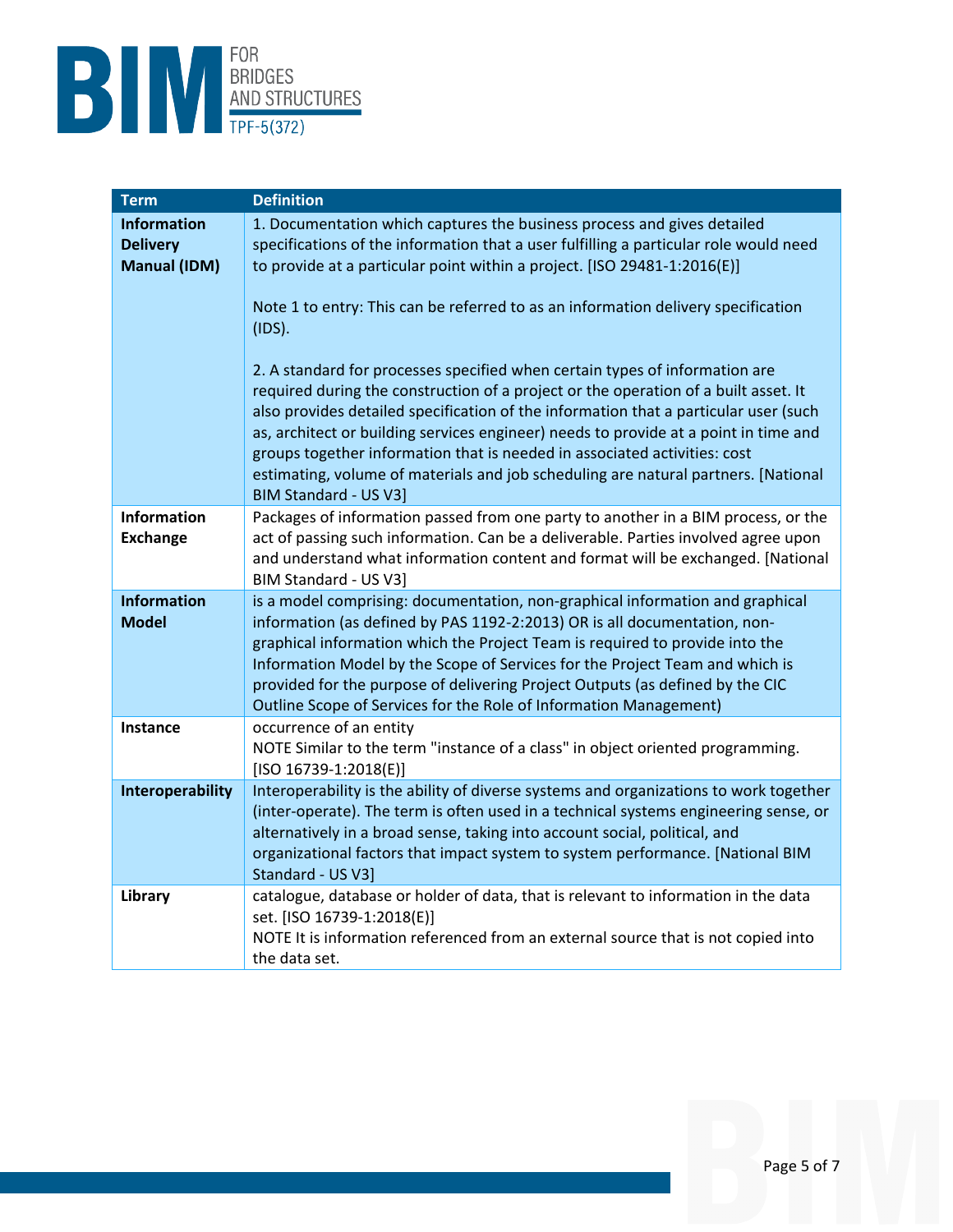| Term | Definition |
| --- | --- |
| **Information Delivery Manual (IDM)** | 1. Documentation which captures the business process and gives detailed specifications of the information that a user fulfilling a particular role would need to provide at a particular point within a project. [ISO 29481-1:2016(E)]<br><br>Note 1 to entry: This can be referred to as an information delivery specification (IDS).<br><br>2. A standard for processes specified when certain types of information are required during the construction of a project or the operation of a built asset. It also provides detailed specification of the information that a particular user (such as, architect or building services engineer) needs to provide at a point in time and groups together information that is needed in associated activities: cost estimating, volume of materials and job scheduling are natural partners. [National BIM Standard - US V3] |
| **Information Exchange** | Packages of information passed from one party to another in a BIM process, or the act of passing such information. Can be a deliverable. Parties involved agree upon and understand what information content and format will be exchanged. [National BIM Standard - US V3] |
| **Information Model** | is a model comprising: documentation, non-graphical information and graphical information (as defined by PAS 1192-2:2013) OR is all documentation, non-graphical information which the Project Team is required to provide into the Information Model by the Scope of Services for the Project Team and which is provided for the purpose of delivering Project Outputs (as defined by the CIC Outline Scope of Services for the Role of Information Management) |
| **Instance** | occurrence of an entity<br>NOTE Similar to the term "instance of a class" in object oriented programming. [ISO 16739-1:2018(E)] |
| **Interoperability** | Interoperability is the ability of diverse systems and organizations to work together (inter-operate). The term is often used in a technical systems engineering sense, or alternatively in a broad sense, taking into account social, political, and organizational factors that impact system to system performance. [National BIM Standard - US V3] |
| **Library** | catalogue, database or holder of data, that is relevant to information in the data set. [ISO 16739-1:2018(E)]<br>NOTE It is information referenced from an external source that is not copied into the data set. |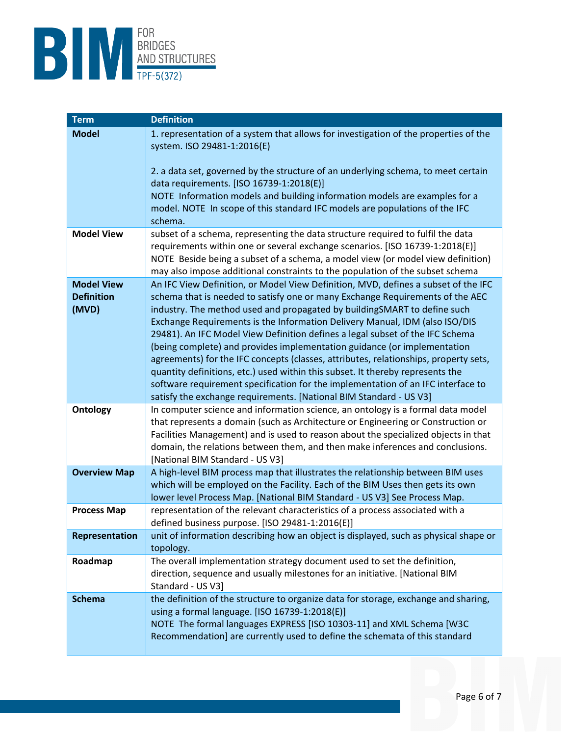| Term | Definition |
|---|---|
| **Model** | 1. representation of a system that allows for investigation of the properties of the system. ISO 29481-1:2016(E)<br><br>2. a data set, governed by the structure of an underlying schema, to meet certain data requirements. [ISO 16739-1:2018(E)]<br>NOTE Information models and building information models are examples for a model. NOTE In scope of this standard IFC models are populations of the IFC schema. |
| **Model View** | subset of a schema, representing the data structure required to fulfil the data requirements within one or several exchange scenarios. [ISO 16739-1:2018(E)]<br>NOTE Beside being a subset of a schema, a model view (or model view definition) may also impose additional constraints to the population of the subset schema |
| **Model View Definition (MVD)** | An IFC View Definition, or Model View Definition, MVD, defines a subset of the IFC schema that is needed to satisfy one or many Exchange Requirements of the AEC industry. The method used and propagated by buildingSMART to define such Exchange Requirements is the Information Delivery Manual, IDM (also ISO/DIS 29481). An IFC Model View Definition defines a legal subset of the IFC Schema (being complete) and provides implementation guidance (or implementation agreements) for the IFC concepts (classes, attributes, relationships, property sets, quantity definitions, etc.) used within this subset. It thereby represents the software requirement specification for the implementation of an IFC interface to satisfy the exchange requirements. [National BIM Standard - US V3] |
| **Ontology** | In computer science and information science, an ontology is a formal data model that represents a domain (such as Architecture or Engineering or Construction or Facilities Management) and is used to reason about the specialized objects in that domain, the relations between them, and then make inferences and conclusions. [National BIM Standard - US V3] |
| **Overview Map** | A high-level BIM process map that illustrates the relationship between BIM uses which will be employed on the Facility. Each of the BIM Uses then gets its own lower level Process Map. [National BIM Standard - US V3] See Process Map. |
| **Process Map** | representation of the relevant characteristics of a process associated with a defined business purpose. [ISO 29481-1:2016(E)] |
| **Representation** | unit of information describing how an object is displayed, such as physical shape or topology. |
| **Roadmap** | The overall implementation strategy document used to set the definition, direction, sequence and usually milestones for an initiative. [National BIM Standard - US V3] |
| **Schema** | the definition of the structure to organize data for storage, exchange and sharing, using a formal language. [ISO 16739-1:2018(E)]<br>NOTE The formal languages EXPRESS [ISO 10303-11] and XML Schema [W3C Recommendation] are currently used to define the schemata of this standard |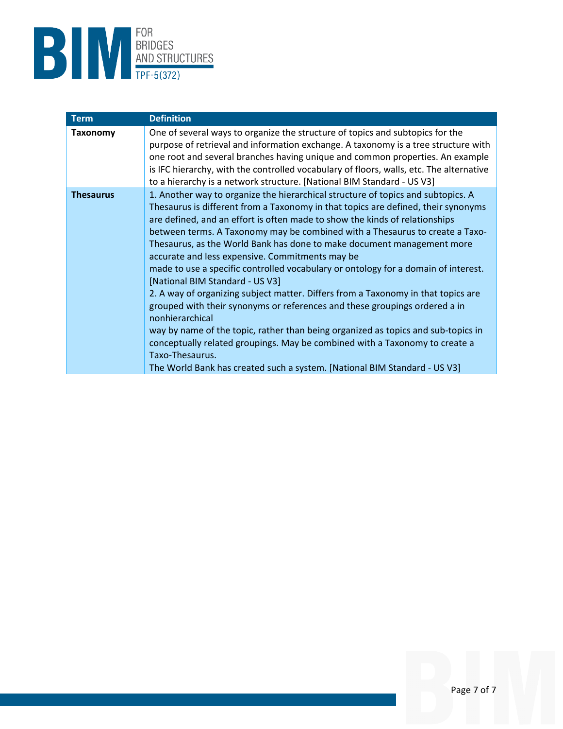| Term | Definition |
| --- | --- |
| **Taxonomy** | One of several ways to organize the structure of topics and subtopics for the purpose of retrieval and information exchange. A taxonomy is a tree structure with one root and several branches having unique and common properties. An example is IFC hierarchy, with the controlled vocabulary of floors, walls, etc. The alternative to a hierarchy is a network structure. [National BIM Standard - US V3] |
| **Thesaurus** | 1. Another way to organize the hierarchical structure of topics and subtopics. A Thesaurus is different from a Taxonomy in that topics are defined, their synonyms are defined, and an effort is often made to show the kinds of relationships between terms. A Taxonomy may be combined with a Thesaurus to create a Taxo-Thesaurus, as the World Bank has done to make document management more accurate and less expensive. Commitments may be made to use a specific controlled vocabulary or ontology for a domain of interest. [National BIM Standard - US V3]<br>2. A way of organizing subject matter. Differs from a Taxonomy in that topics are grouped with their synonyms or references and these groupings ordered a in nonhierarchical way by name of the topic, rather than being organized as topics and sub-topics in conceptually related groupings. May be combined with a Taxonomy to create a Taxo-Thesaurus. The World Bank has created such a system. [National BIM Standard - US V3] |